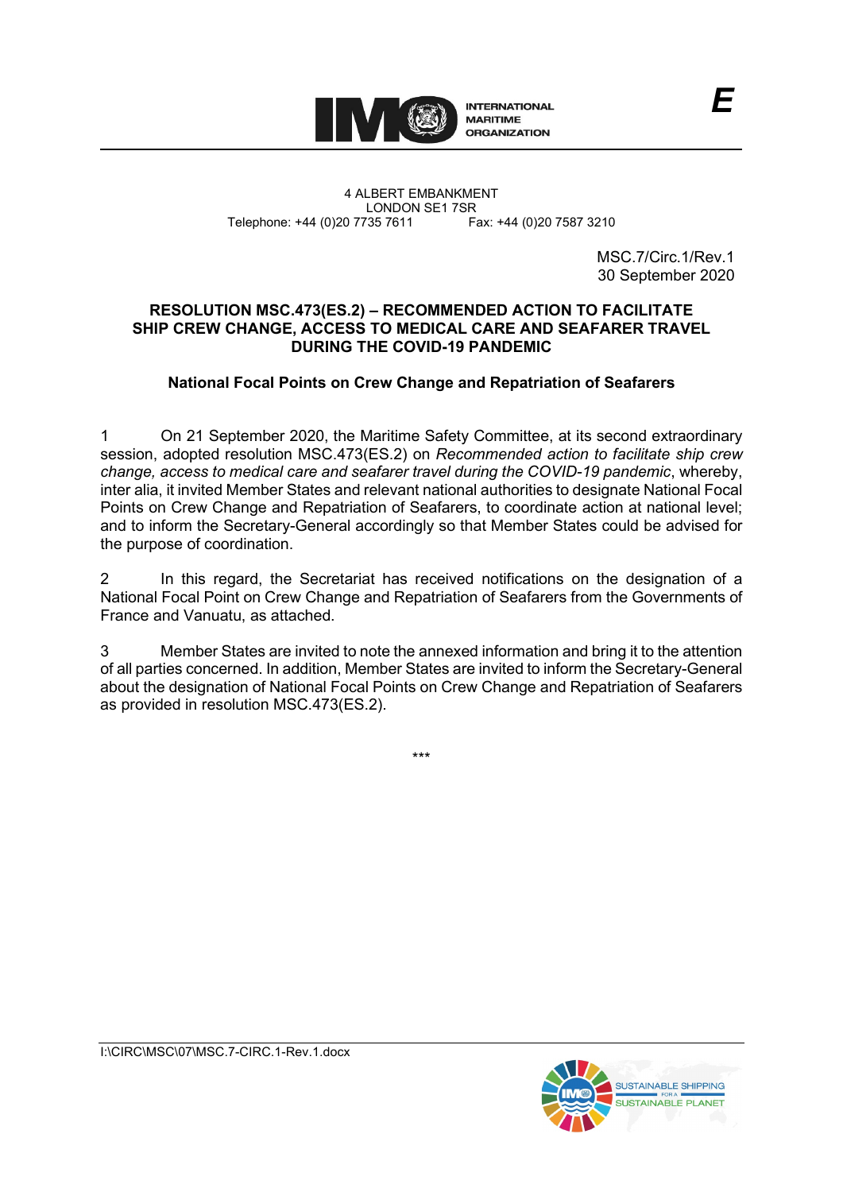INTERNATIONAL MARITIME ORGANIZATION

**E**

4 ALBERT EMBANKMENT
LONDON SE1 7SR
Telephone: +44 (0)20 7735 7611 Fax: +44 (0)20 7587 3210

MSC.7/Circ.1/Rev.1
30 September 2020

## RESOLUTION MSC.473(ES.2) – RECOMMENDED ACTION TO FACILITATE SHIP CREW CHANGE, ACCESS TO MEDICAL CARE AND SEAFARER TRAVEL DURING THE COVID-19 PANDEMIC

### National Focal Points on Crew Change and Repatriation of Seafarers

1 On 21 September 2020, the Maritime Safety Committee, at its second extraordinary session, adopted resolution MSC.473(ES.2) on *Recommended action to facilitate ship crew change, access to medical care and seafarer travel during the COVID-19 pandemic*, whereby, inter alia, it invited Member States and relevant national authorities to designate National Focal Points on Crew Change and Repatriation of Seafarers, to coordinate action at national level; and to inform the Secretary-General accordingly so that Member States could be advised for the purpose of coordination.

2 In this regard, the Secretariat has received notifications on the designation of a National Focal Point on Crew Change and Repatriation of Seafarers from the Governments of France and Vanuatu, as attached.

3 Member States are invited to note the annexed information and bring it to the attention of all parties concerned. In addition, Member States are invited to inform the Secretary-General about the designation of National Focal Points on Crew Change and Repatriation of Seafarers as provided in resolution MSC.473(ES.2).

\*\*\*

I:\CIRC\MSC\07\MSC.7-CIRC.1-Rev.1.docx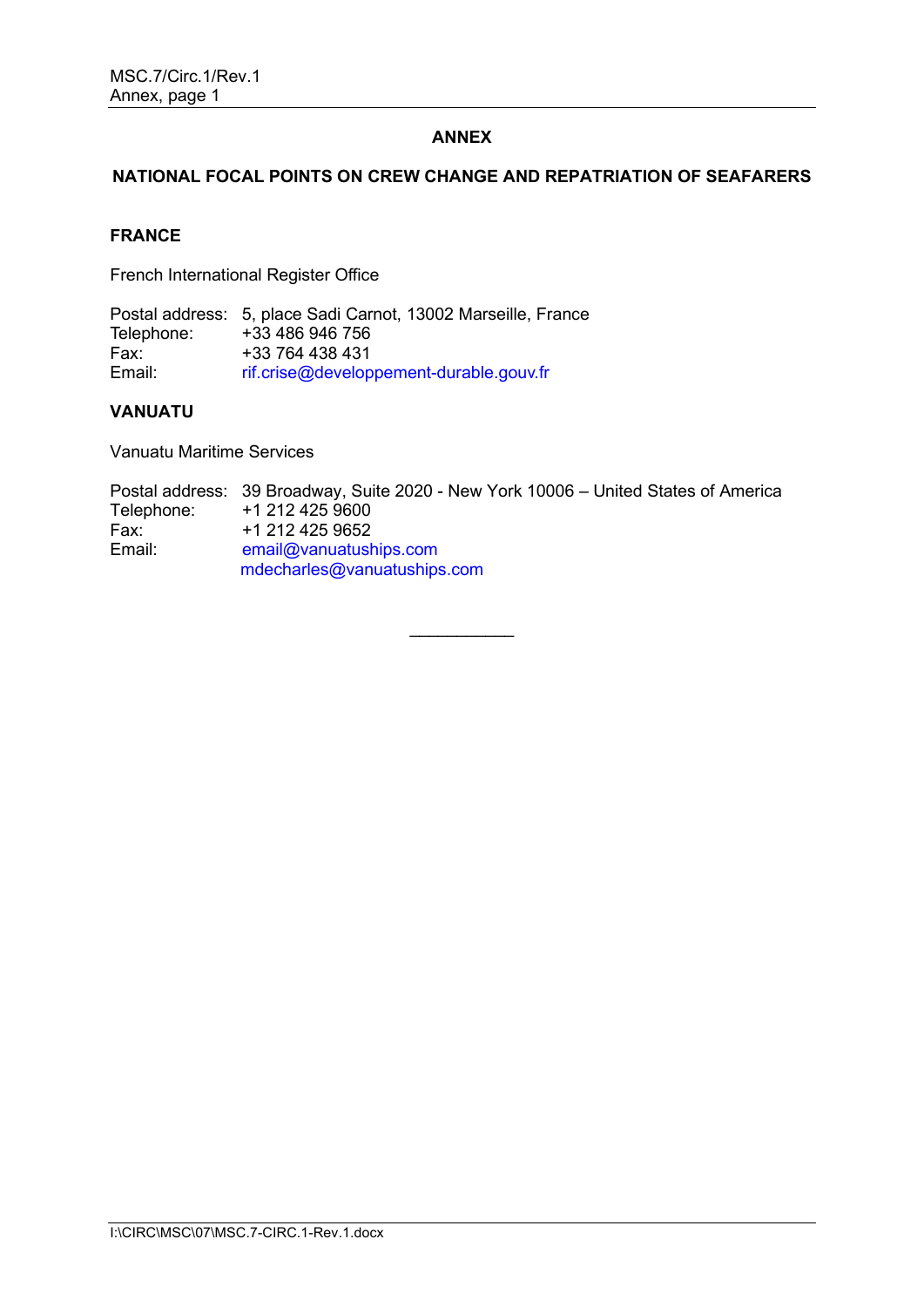# ANNEX

## NATIONAL FOCAL POINTS ON CREW CHANGE AND REPATRIATION OF SEAFARERS

### FRANCE

French International Register Office

| | |
|---|---|
| Postal address: | 5, place Sadi Carnot, 13002 Marseille, France |
| Telephone: | +33 486 946 756 |
| Fax: | +33 764 438 431 |
| Email: | rif.crise@developpement-durable.gouv.fr |

### VANUATU

Vanuatu Maritime Services

| | |
|---|---|
| Postal address: | 39 Broadway, Suite 2020 - New York 10006 – United States of America |
| Telephone: | +1 212 425 9600 |
| Fax: | +1 212 425 9652 |
| Email: | email@vanuatuships.com<br>mdecharles@vanuatuships.com |

___________